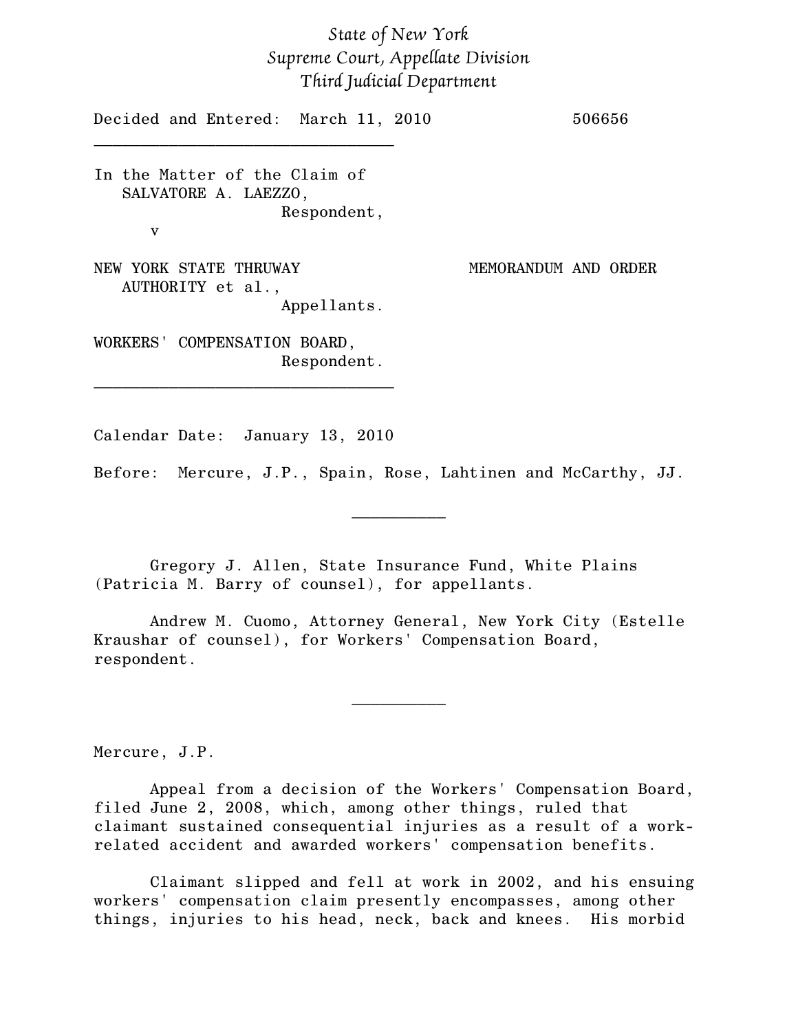*State of New York*
*Supreme Court, Appellate Division*
*Third Judicial Department*

Decided and Entered: March 11, 2010 506656

---

In the Matter of the Claim of
SALVATORE A. LAEZZO,
Respondent,
v

NEW YORK STATE THRUWAY AUTHORITY et al.,
Appellants.

MEMORANDUM AND ORDER

WORKERS' COMPENSATION BOARD,
Respondent.

---

Calendar Date: January 13, 2010

Before: Mercure, J.P., Spain, Rose, Lahtinen and McCarthy, JJ.

---

Gregory J. Allen, State Insurance Fund, White Plains (Patricia M. Barry of counsel), for appellants.

Andrew M. Cuomo, Attorney General, New York City (Estelle Kraushar of counsel), for Workers' Compensation Board, respondent.

---

Mercure, J.P.

Appeal from a decision of the Workers' Compensation Board, filed June 2, 2008, which, among other things, ruled that claimant sustained consequential injuries as a result of a work-related accident and awarded workers' compensation benefits.

Claimant slipped and fell at work in 2002, and his ensuing workers' compensation claim presently encompasses, among other things, injuries to his head, neck, back and knees. His morbid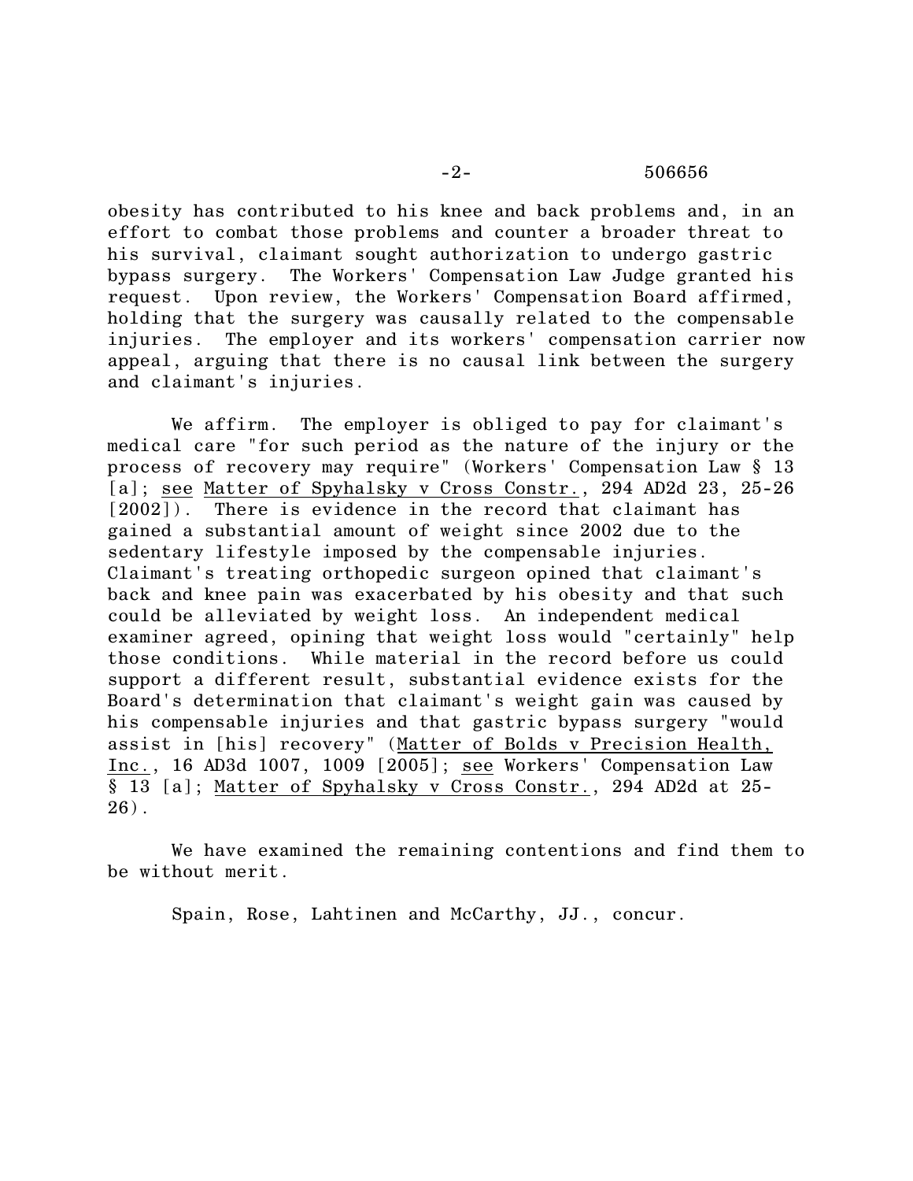obesity has contributed to his knee and back problems and, in an effort to combat those problems and counter a broader threat to his survival, claimant sought authorization to undergo gastric bypass surgery. The Workers' Compensation Law Judge granted his request. Upon review, the Workers' Compensation Board affirmed, holding that the surgery was causally related to the compensable injuries. The employer and its workers' compensation carrier now appeal, arguing that there is no causal link between the surgery and claimant's injuries.

We affirm. The employer is obliged to pay for claimant's medical care "for such period as the nature of the injury or the process of recovery may require" (Workers' Compensation Law § 13 [a]; see Matter of Spyhalsky v Cross Constr., 294 AD2d 23, 25-26 [2002]). There is evidence in the record that claimant has gained a substantial amount of weight since 2002 due to the sedentary lifestyle imposed by the compensable injuries. Claimant's treating orthopedic surgeon opined that claimant's back and knee pain was exacerbated by his obesity and that such could be alleviated by weight loss. An independent medical examiner agreed, opining that weight loss would "certainly" help those conditions. While material in the record before us could support a different result, substantial evidence exists for the Board's determination that claimant's weight gain was caused by his compensable injuries and that gastric bypass surgery "would assist in [his] recovery" (Matter of Bolds v Precision Health, Inc., 16 AD3d 1007, 1009 [2005]; see Workers' Compensation Law § 13 [a]; Matter of Spyhalsky v Cross Constr., 294 AD2d at 25-26).

We have examined the remaining contentions and find them to be without merit.

Spain, Rose, Lahtinen and McCarthy, JJ., concur.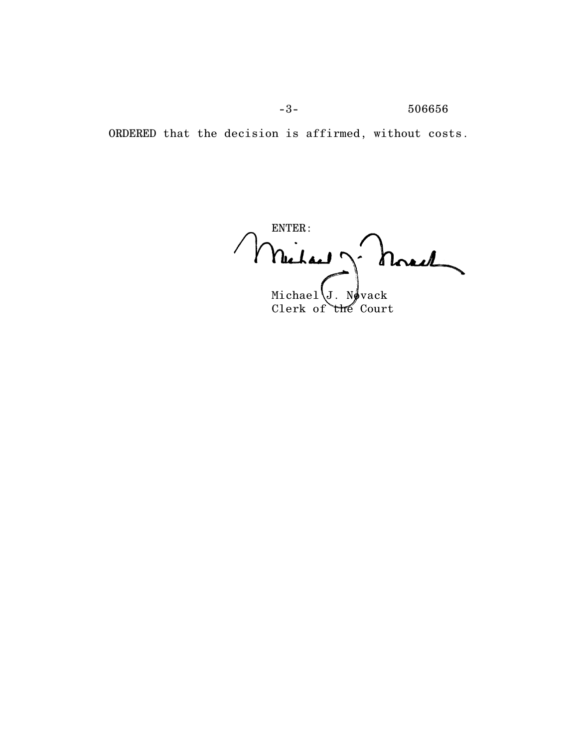ORDERED that the decision is affirmed, without costs.

ENTER:

Michael J. Novack
Clerk of the Court